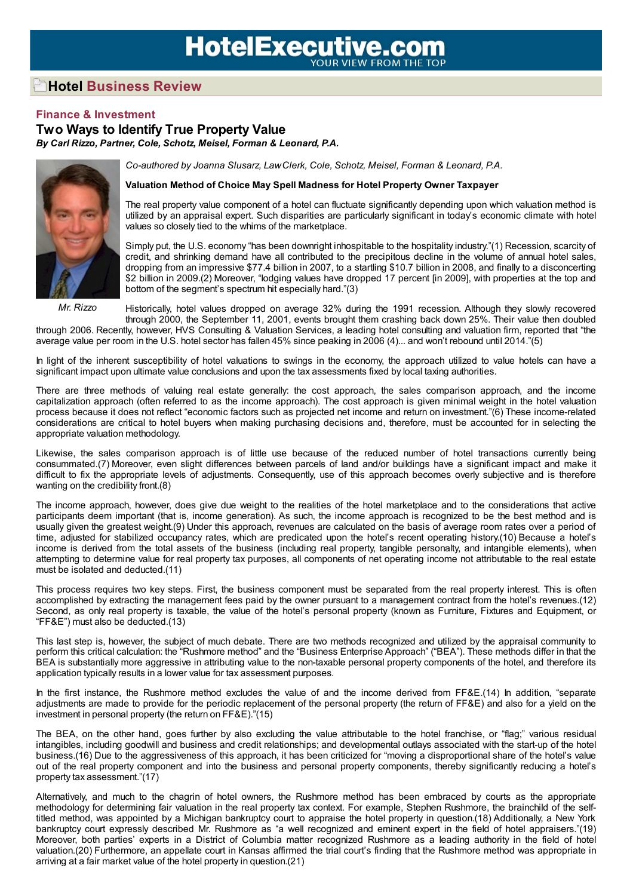# HotelExecutive.com

YOUR VIEW FROM THE TOP

## Hotel Business Review

### Finance & Investment

## Two Ways to Identify True Property Value

***By Carl Rizzo, Partner, Cole, Schotz, Meisel, Forman & Leonard, P.A.***

*Mr. Rizzo*

*Co-authored by Joanna Slusarz, Law Clerk, Cole, Schotz, Meisel, Forman & Leonard, P.A.*

**Valuation Method of Choice May Spell Madness for Hotel Property Owner Taxpayer**

The real property value component of a hotel can fluctuate significantly depending upon which valuation method is utilized by an appraisal expert. Such disparities are particularly significant in today's economic climate with hotel values so closely tied to the whims of the marketplace.

Simply put, the U.S. economy "has been downright inhospitable to the hospitality industry."(1) Recession, scarcity of credit, and shrinking demand have all contributed to the precipitous decline in the volume of annual hotel sales, dropping from an impressive $77.4 billion in 2007, to a startling $10.7 billion in 2008, and finally to a disconcerting $2 billion in 2009.(2) Moreover, "lodging values have dropped 17 percent [in 2009], with properties at the top and bottom of the segment's spectrum hit especially hard."(3)

Historically, hotel values dropped on average 32% during the 1991 recession. Although they slowly recovered through 2000, the September 11, 2001, events brought them crashing back down 25%. Their value then doubled through 2006. Recently, however, HVS Consulting & Valuation Services, a leading hotel consulting and valuation firm, reported that "the average value per room in the U.S. hotel sector has fallen 45% since peaking in 2006 (4)... and won't rebound until 2014."(5)

In light of the inherent susceptibility of hotel valuations to swings in the economy, the approach utilized to value hotels can have a significant impact upon ultimate value conclusions and upon the tax assessments fixed by local taxing authorities.

There are three methods of valuing real estate generally: the cost approach, the sales comparison approach, and the income capitalization approach (often referred to as the income approach). The cost approach is given minimal weight in the hotel valuation process because it does not reflect "economic factors such as projected net income and return on investment."(6) These income-related considerations are critical to hotel buyers when making purchasing decisions and, therefore, must be accounted for in selecting the appropriate valuation methodology.

Likewise, the sales comparison approach is of little use because of the reduced number of hotel transactions currently being consummated.(7) Moreover, even slight differences between parcels of land and/or buildings have a significant impact and make it difficult to fix the appropriate levels of adjustments. Consequently, use of this approach becomes overly subjective and is therefore wanting on the credibility front.(8)

The income approach, however, does give due weight to the realities of the hotel marketplace and to the considerations that active participants deem important (that is, income generation). As such, the income approach is recognized to be the best method and is usually given the greatest weight.(9) Under this approach, revenues are calculated on the basis of average room rates over a period of time, adjusted for stabilized occupancy rates, which are predicated upon the hotel's recent operating history.(10) Because a hotel's income is derived from the total assets of the business (including real property, tangible personalty, and intangible elements), when attempting to determine value for real property tax purposes, all components of net operating income not attributable to the real estate must be isolated and deducted.(11)

This process requires two key steps. First, the business component must be separated from the real property interest. This is often accomplished by extracting the management fees paid by the owner pursuant to a management contract from the hotel's revenues.(12) Second, as only real property is taxable, the value of the hotel's personal property (known as Furniture, Fixtures and Equipment, or "FF&E") must also be deducted.(13)

This last step is, however, the subject of much debate. There are two methods recognized and utilized by the appraisal community to perform this critical calculation: the "Rushmore method" and the "Business Enterprise Approach" ("BEA"). These methods differ in that the BEA is substantially more aggressive in attributing value to the non-taxable personal property components of the hotel, and therefore its application typically results in a lower value for tax assessment purposes.

In the first instance, the Rushmore method excludes the value of and the income derived from FF&E.(14) In addition, "separate adjustments are made to provide for the periodic replacement of the personal property (the return of FF&E) and also for a yield on the investment in personal property (the return on FF&E)."(15)

The BEA, on the other hand, goes further by also excluding the value attributable to the hotel franchise, or "flag;" various residual intangibles, including goodwill and business and credit relationships; and developmental outlays associated with the start-up of the hotel business.(16) Due to the aggressiveness of this approach, it has been criticized for "moving a disproportional share of the hotel's value out of the real property component and into the business and personal property components, thereby significantly reducing a hotel's property tax assessment."(17)

Alternatively, and much to the chagrin of hotel owners, the Rushmore method has been embraced by courts as the appropriate methodology for determining fair valuation in the real property tax context. For example, Stephen Rushmore, the brainchild of the self-titled method, was appointed by a Michigan bankruptcy court to appraise the hotel property in question.(18) Additionally, a New York bankruptcy court expressly described Mr. Rushmore as "a well recognized and eminent expert in the field of hotel appraisers."(19) Moreover, both parties' experts in a District of Columbia matter recognized Rushmore as a leading authority in the field of hotel valuation.(20) Furthermore, an appellate court in Kansas affirmed the trial court's finding that the Rushmore method was appropriate in arriving at a fair market value of the hotel property in question.(21)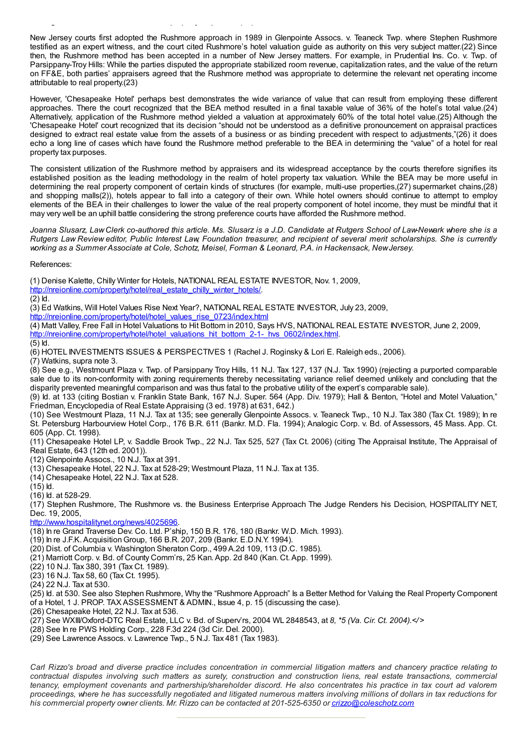New Jersey courts first adopted the Rushmore approach in 1989 in Glenpointe Assocs. v. Teaneck Twp. where Stephen Rushmore testified as an expert witness, and the court cited Rushmore's hotel valuation guide as authority on this very subject matter.(22) Since then, the Rushmore method has been accepted in a number of New Jersey matters. For example, in Prudential Ins. Co. v. Twp. of Parsippany-Troy Hills: While the parties disputed the appropriate stabilized room revenue, capitalization rates, and the value of the return on FF&E, both parties' appraisers agreed that the Rushmore method was appropriate to determine the relevant net operating income attributable to real property.(23)

However, 'Chesapeake Hotel' perhaps best demonstrates the wide variance of value that can result from employing these different approaches. There the court recognized that the BEA method resulted in a final taxable value of 36% of the hotel's total value.(24) Alternatively, application of the Rushmore method yielded a valuation at approximately 60% of the total hotel value.(25) Although the 'Chesapeake Hotel' court recognized that its decision "should not be understood as a definitive pronouncement on appraisal practices designed to extract real estate value from the assets of a business or as binding precedent with respect to adjustments,"(26) it does echo a long line of cases which have found the Rushmore method preferable to the BEA in determining the "value" of a hotel for real property tax purposes.

The consistent utilization of the Rushmore method by appraisers and its widespread acceptance by the courts therefore signifies its established position as the leading methodology in the realm of hotel property tax valuation. While the BEA may be more useful in determining the real property component of certain kinds of structures (for example, multi-use properties,(27) supermarket chains,(28) and shopping malls(2)), hotels appear to fall into a category of their own. While hotel owners should continue to attempt to employ elements of the BEA in their challenges to lower the value of the real property component of hotel income, they must be mindful that it may very well be an uphill battle considering the strong preference courts have afforded the Rushmore method.

*Joanna Slusarz, Law Clerk co-authored this article. Ms. Slusarz is a J.D. Candidate at Rutgers School of Law-Newark where she is a Rutgers Law Review editor, Public Interest Law Foundation treasurer, and recipient of several merit scholarships. She is currently working as a Summer Associate at Cole, Schotz, Meisel, Forman & Leonard, P.A. in Hackensack, New Jersey.*

References:

(1) Denise Kalette, Chilly Winter for Hotels, NATIONAL REAL ESTATE INVESTOR, Nov. 1, 2009, http://nreionline.com/property/hotel/real_estate_chilly_winter_hotels/.
(2) Id.
(3) Ed Watkins, Will Hotel Values Rise Next Year?, NATIONAL REAL ESTATE INVESTOR, July 23, 2009, http://nreionline.com/property/hotel/hotel_values_rise_0723/index.html
(4) Matt Valley, Free Fall in Hotel Valuations to Hit Bottom in 2010, Says HVS, NATIONAL REAL ESTATE INVESTOR, June 2, 2009, http://nreionline.com/property/hotel/hotel_valuations_hit_bottom_2-1-_hvs_0602/index.html.
(5) Id.
(6) HOTEL INVESTMENTS ISSUES & PERSPECTIVES 1 (Rachel J. Roginsky & Lori E. Raleigh eds., 2006).
(7) Watkins, supra note 3.
(8) See e.g., Westmount Plaza v. Twp. of Parsippany Troy Hills, 11 N.J. Tax 127, 137 (N.J. Tax 1990) (rejecting a purported comparable sale due to its non-conformity with zoning requirements thereby necessitating variance relief deemed unlikely and concluding that the disparity prevented meaningful comparison and was thus fatal to the probative utility of the expert's comparable sale).
(9) Id. at 133 (citing Bostian v. Franklin State Bank, 167 N.J. Super. 564 (App. Div. 1979); Hall & Benton, "Hotel and Motel Valuation," Friedman, Encyclopedia of Real Estate Appraising (3 ed. 1978) at 631, 642.)
(10) See Westmount Plaza, 11 N.J. Tax at 135; see generally Glenpointe Assocs. v. Teaneck Twp., 10 N.J. Tax 380 (Tax Ct. 1989); In re St. Petersburg Harbourview Hotel Corp., 176 B.R. 611 (Bankr. M.D. Fla. 1994); Analogic Corp. v. Bd. of Assessors, 45 Mass. App. Ct. 605 (App. Ct. 1998).
(11) Chesapeake Hotel LP, v. Saddle Brook Twp., 22 N.J. Tax 525, 527 (Tax Ct. 2006) (citing The Appraisal Institute, The Appraisal of Real Estate, 643 (12th ed. 2001)).
(12) Glenpointe Assocs., 10 N.J. Tax at 391.
(13) Chesapeake Hotel, 22 N.J. Tax at 528-29; Westmount Plaza, 11 N.J. Tax at 135.
(14) Chesapeake Hotel, 22 N.J. Tax at 528.
(15) Id.
(16) Id. at 528-29.
(17) Stephen Rushmore, The Rushmore vs. the Business Enterprise Approach The Judge Renders his Decision, HOSPITALITY NET, Dec. 19, 2005, http://www.hospitalitynet.org/news/4025696.
(18) In re Grand Traverse Dev. Co. Ltd. P'ship, 150 B.R. 176, 180 (Bankr. W.D. Mich. 1993).
(19) In re J.F.K. Acquisition Group, 166 B.R. 207, 209 (Bankr. E.D.N.Y. 1994).
(20) Dist. of Columbia v. Washington Sheraton Corp., 499 A.2d 109, 113 (D.C. 1985).
(21) Marriott Corp. v. Bd. of County Comm'rs, 25 Kan. App. 2d 840 (Kan. Ct. App. 1999).
(22) 10 N.J. Tax 380, 391 (Tax Ct. 1989).
(23) 16 N.J. Tax 58, 60 (Tax Ct. 1995).
(24) 22 N.J. Tax at 530.
(25) Id. at 530. See also Stephen Rushmore, Why the "Rushmore Approach" Is a Better Method for Valuing the Real Property Component of a Hotel, 1 J. PROP. TAX ASSESSMENT & ADMIN., Issue 4, p. 15 (discussing the case).
(26) Chesapeake Hotel, 22 N.J. Tax at 536.
(27) See WXIII/Oxford-DTC Real Estate, LLC v. Bd. of Superv'rs, 2004 WL 2848543, at *8, *5 (Va. Cir. Ct. 2004).</>*
(28) See In re PWS Holding Corp., 228 F.3d 224 (3d Cir. Del. 2000).
(29) See Lawrence Assocs. v. Lawrence Twp., 5 N.J. Tax 481 (Tax 1983).

*Carl Rizzo's broad and diverse practice includes concentration in commercial litigation matters and chancery practice relating to contractual disputes involving such matters as surety, construction and construction liens, real estate transactions, commercial tenancy, employment covenants and partnership/shareholder discord. He also concentrates his practice in tax court ad valorem proceedings, where he has successfully negotiated and litigated numerous matters involving millions of dollars in tax reductions for his commercial property owner clients. Mr. Rizzo can be contacted at 201-525-6350 or crizzo@coleschotz.com*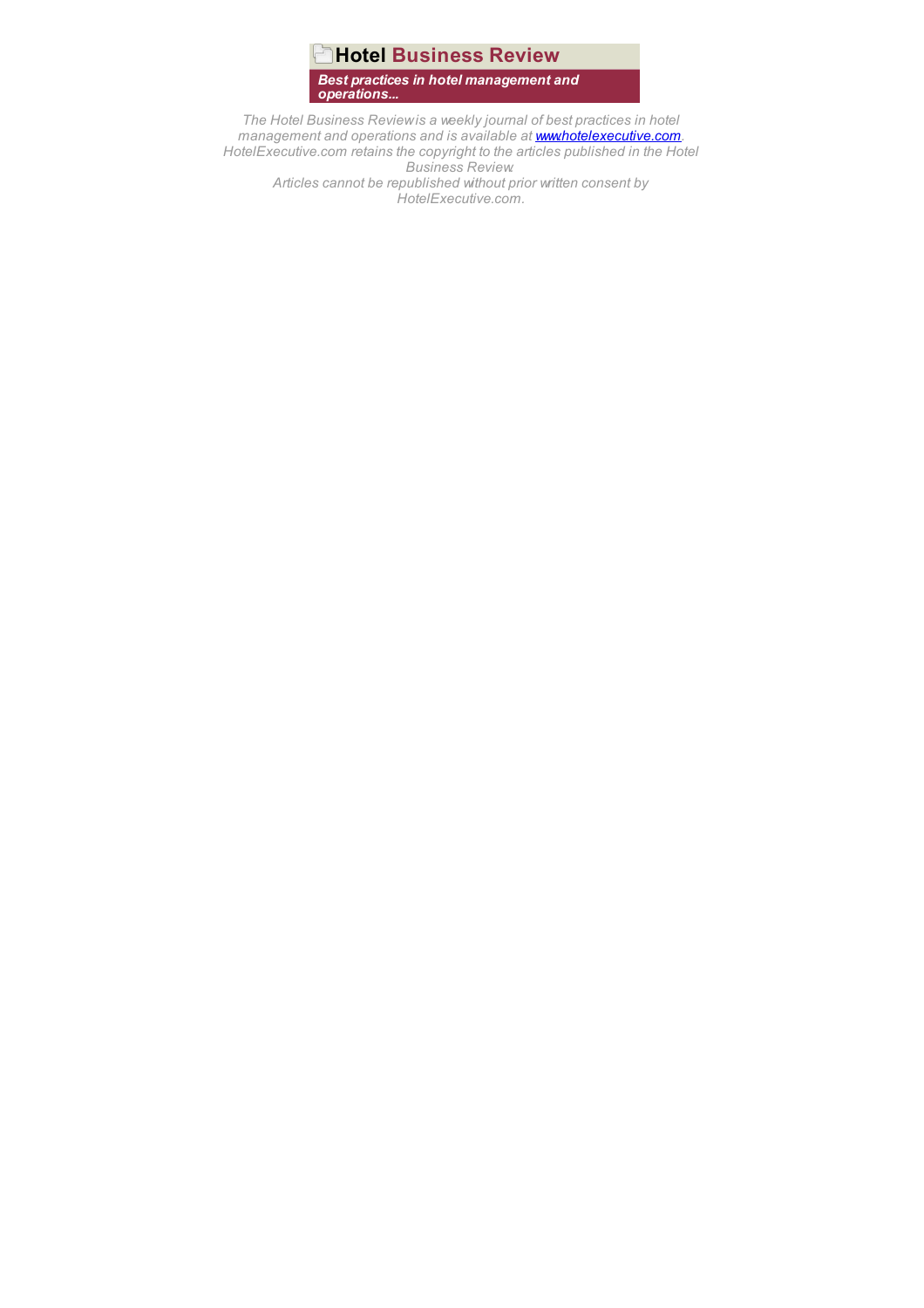# Hotel Business Review

***Best practices in hotel management and operations...***

*The Hotel Business Review is a weekly journal of best practices in hotel management and operations and is available at www.hotelexecutive.com. HotelExecutive.com retains the copyright to the articles published in the Hotel Business Review. Articles cannot be republished without prior written consent by HotelExecutive.com.*